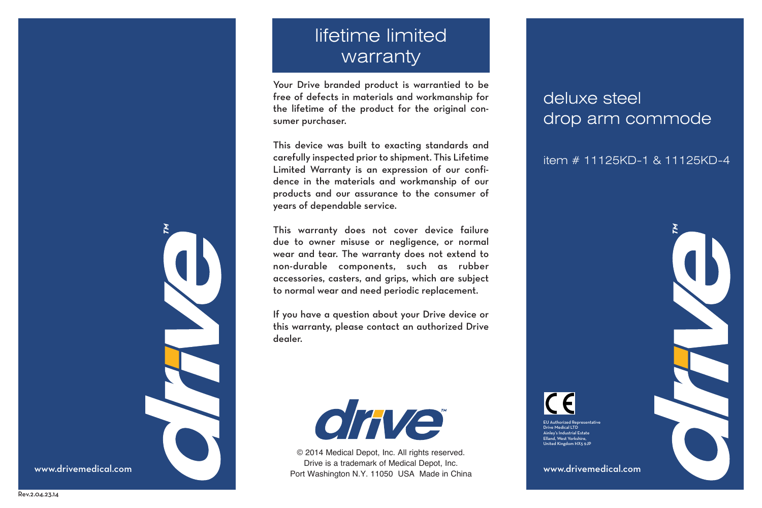www.drivemedical.com

# lifetime limited warranty

Your Drive branded product is warrantied to be free of defects in materials and workmanship for the lifetime of the product for the original consumer purchaser.

This device was built to exacting standards and carefully inspected prior to shipment. This Lifetime Limited Warranty is an expression of our confidence in the materials and workmanship of our products and our assurance to the consumer of years of dependable service.

This warranty does not cover device failure due to owner misuse or negligence, or normal wear and tear. The warranty does not extend to non-durable components, such as rubber accessories, casters, and grips, which are subject to normal wear and need periodic replacement.

If you have a question about your Drive device or this warranty, please contact an authorized Drive dealer.

drive™

© 2014 Medical Depot, Inc. All rights reserved.
Drive is a trademark of Medical Depot, Inc.
Port Washington N.Y. 11050 USA Made in China

# deluxe steel drop arm commode

item # 11125KD-1 & 11125KD-4

CE

EU Authorized Representative
Drive Medical LTD
Ainley's Industrial Estate
Elland, West Yorkshire,
United Kingdom HX5 9JP

www.drivemedical.com

Rev.2.04.23.14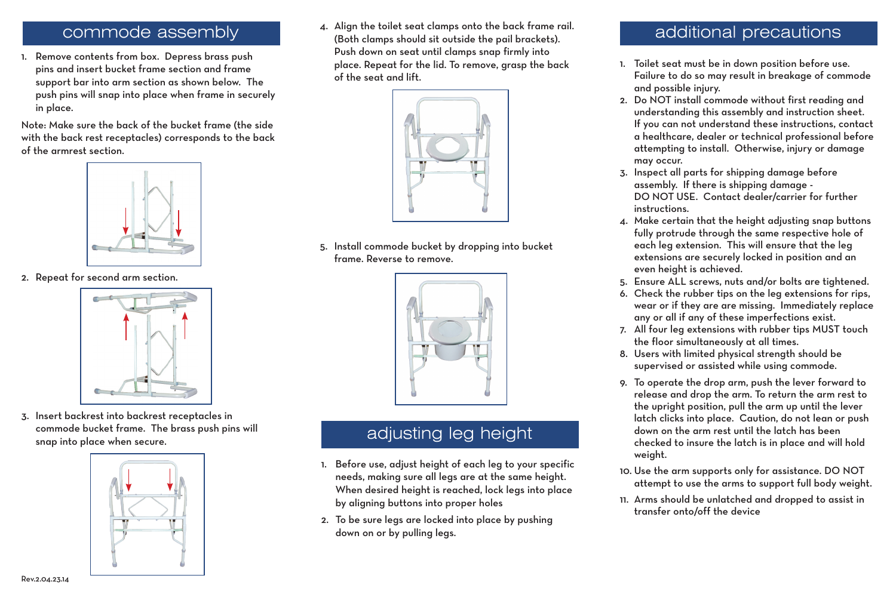## commode assembly

1. Remove contents from box. Depress brass push pins and insert bucket frame section and frame support bar into arm section as shown below. The push pins will snap into place when frame in securely in place.

Note: Make sure the back of the bucket frame (the side with the back rest receptacles) corresponds to the back of the armrest section.

2. Repeat for second arm section.

3. Insert backrest into backrest receptacles in commode bucket frame. The brass push pins will snap into place when secure.

4. Align the toilet seat clamps onto the back frame rail. (Both clamps should sit outside the pail brackets). Push down on seat until clamps snap firmly into place. Repeat for the lid. To remove, grasp the back of the seat and lift.

5. Install commode bucket by dropping into bucket frame. Reverse to remove.

## adjusting leg height

1. Before use, adjust height of each leg to your specific needs, making sure all legs are at the same height. When desired height is reached, lock legs into place by aligning buttons into proper holes

2. To be sure legs are locked into place by pushing down on or by pulling legs.

## additional precautions

1. Toilet seat must be in down position before use. Failure to do so may result in breakage of commode and possible injury.
2. Do NOT install commode without first reading and understanding this assembly and instruction sheet. If you can not understand these instructions, contact a healthcare, dealer or technical professional before attempting to install. Otherwise, injury or damage may occur.
3. Inspect all parts for shipping damage before assembly. If there is shipping damage - DO NOT USE. Contact dealer/carrier for further instructions.
4. Make certain that the height adjusting snap buttons fully protrude through the same respective hole of each leg extension. This will ensure that the leg extensions are securely locked in position and an even height is achieved.
5. Ensure ALL screws, nuts and/or bolts are tightened.
6. Check the rubber tips on the leg extensions for rips, wear or if they are are missing. Immediately replace any or all if any of these imperfections exist.
7. All four leg extensions with rubber tips MUST touch the floor simultaneously at all times.
8. Users with limited physical strength should be supervised or assisted while using commode.
9. To operate the drop arm, push the lever forward to release and drop the arm. To return the arm rest to the upright position, pull the arm up until the lever latch clicks into place. Caution, do not lean or push down on the arm rest until the latch has been checked to insure the latch is in place and will hold weight.
10. Use the arm supports only for assistance. DO NOT attempt to use the arms to support full body weight.
11. Arms should be unlatched and dropped to assist in transfer onto/off the device

Rev.2.04.23.14